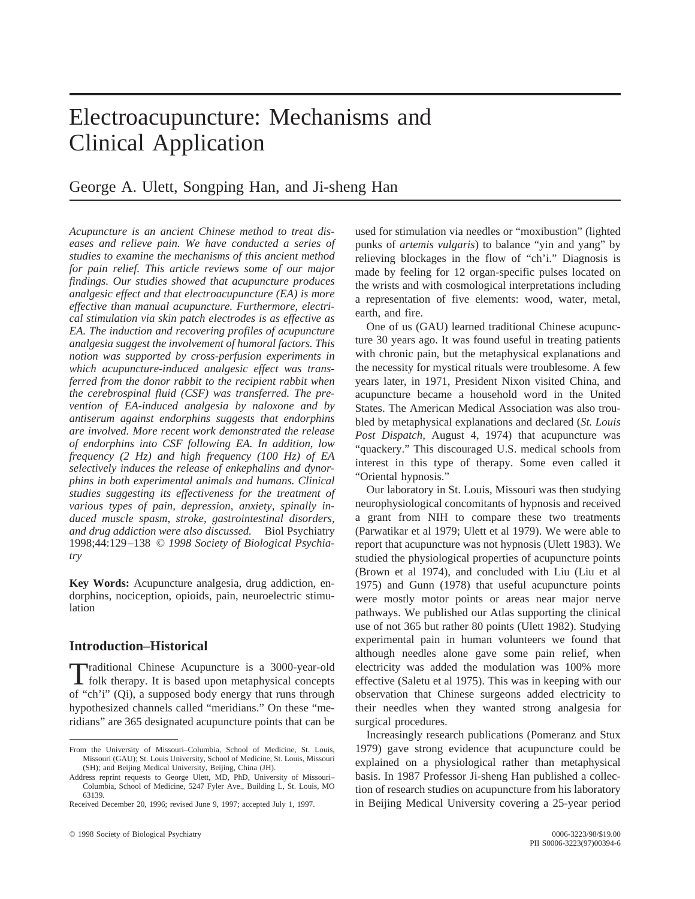# Electroacupuncture: Mechanisms and Clinical Application

George A. Ulett, Songping Han, and Ji-sheng Han

*Acupuncture is an ancient Chinese method to treat diseases and relieve pain. We have conducted a series of studies to examine the mechanisms of this ancient method for pain relief. This article reviews some of our major findings. Our studies showed that acupuncture produces analgesic effect and that electroacupuncture (EA) is more effective than manual acupuncture. Furthermore, electrical stimulation via skin patch electrodes is as effective as EA. The induction and recovering profiles of acupuncture analgesia suggest the involvement of humoral factors. This notion was supported by cross-perfusion experiments in which acupuncture-induced analgesic effect was transferred from the donor rabbit to the recipient rabbit when the cerebrospinal fluid (CSF) was transferred. The prevention of EA-induced analgesia by naloxone and by antiserum against endorphins suggests that endorphins are involved. More recent work demonstrated the release of endorphins into CSF following EA. In addition, low frequency (2 Hz) and high frequency (100 Hz) of EA selectively induces the release of enkephalins and dynorphins in both experimental animals and humans. Clinical studies suggesting its effectiveness for the treatment of various types of pain, depression, anxiety, spinally induced muscle spasm, stroke, gastrointestinal disorders, and drug addiction were also discussed.* Biol Psychiatry 1998;44:129–138 © *1998 Society of Biological Psychiatry*

**Key Words:** Acupuncture analgesia, drug addiction, endorphins, nociception, opioids, pain, neuroelectric stimulation

## Introduction–Historical

Traditional Chinese Acupuncture is a 3000-year-old folk therapy. It is based upon metaphysical concepts of "ch'i" (Qi), a supposed body energy that runs through hypothesized channels called "meridians." On these "meridians" are 365 designated acupuncture points that can be used for stimulation via needles or "moxibustion" (lighted punks of *artemis vulgaris*) to balance "yin and yang" by relieving blockages in the flow of "ch'i." Diagnosis is made by feeling for 12 organ-specific pulses located on the wrists and with cosmological interpretations including a representation of five elements: wood, water, metal, earth, and fire.

One of us (GAU) learned traditional Chinese acupuncture 30 years ago. It was found useful in treating patients with chronic pain, but the metaphysical explanations and the necessity for mystical rituals were troublesome. A few years later, in 1971, President Nixon visited China, and acupuncture became a household word in the United States. The American Medical Association was also troubled by metaphysical explanations and declared (*St. Louis Post Dispatch,* August 4, 1974) that acupuncture was "quackery." This discouraged U.S. medical schools from interest in this type of therapy. Some even called it "Oriental hypnosis."

Our laboratory in St. Louis, Missouri was then studying neurophysiological concomitants of hypnosis and received a grant from NIH to compare these two treatments (Parwatikar et al 1979; Ulett et al 1979). We were able to report that acupuncture was not hypnosis (Ulett 1983). We studied the physiological properties of acupuncture points (Brown et al 1974), and concluded with Liu (Liu et al 1975) and Gunn (1978) that useful acupuncture points were mostly motor points or areas near major nerve pathways. We published our Atlas supporting the clinical use of not 365 but rather 80 points (Ulett 1982). Studying experimental pain in human volunteers we found that although needles alone gave some pain relief, when electricity was added the modulation was 100% more effective (Saletu et al 1975). This was in keeping with our observation that Chinese surgeons added electricity to their needles when they wanted strong analgesia for surgical procedures.

Increasingly research publications (Pomeranz and Stux 1979) gave strong evidence that acupuncture could be explained on a physiological rather than metaphysical basis. In 1987 Professor Ji-sheng Han published a collection of research studies on acupuncture from his laboratory in Beijing Medical University covering a 25-year period

From the University of Missouri–Columbia, School of Medicine, St. Louis, Missouri (GAU); St. Louis University, School of Medicine, St. Louis, Missouri (SH); and Beijing Medical University, Beijing, China (JH).

Address reprint requests to George Ulett, MD, PhD, University of Missouri–Columbia, School of Medicine, 5247 Fyler Ave., Building L, St. Louis, MO 63139.

Received December 20, 1996; revised June 9, 1997; accepted July 1, 1997.

© 1998 Society of Biological Psychiatry 0006-3223/98/$19.00
PII S0006-3223(97)00394-6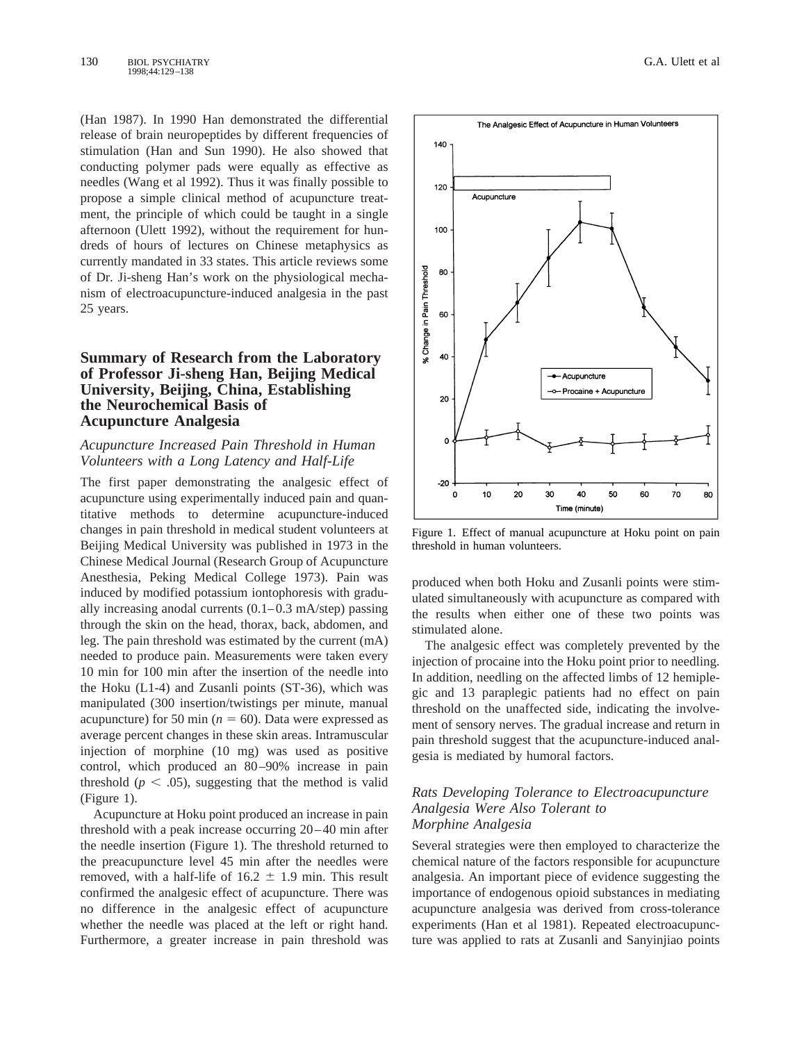(Han 1987). In 1990 Han demonstrated the differential release of brain neuropeptides by different frequencies of stimulation (Han and Sun 1990). He also showed that conducting polymer pads were equally as effective as needles (Wang et al 1992). Thus it was finally possible to propose a simple clinical method of acupuncture treatment, the principle of which could be taught in a single afternoon (Ulett 1992), without the requirement for hundreds of hours of lectures on Chinese metaphysics as currently mandated in 33 states. This article reviews some of Dr. Ji-sheng Han's work on the physiological mechanism of electroacupuncture-induced analgesia in the past 25 years.

## Summary of Research from the Laboratory of Professor Ji-sheng Han, Beijing Medical University, Beijing, China, Establishing the Neurochemical Basis of Acupuncture Analgesia

### *Acupuncture Increased Pain Threshold in Human Volunteers with a Long Latency and Half-Life*

The first paper demonstrating the analgesic effect of acupuncture using experimentally induced pain and quantitative methods to determine acupuncture-induced changes in pain threshold in medical student volunteers at Beijing Medical University was published in 1973 in the Chinese Medical Journal (Research Group of Acupuncture Anesthesia, Peking Medical College 1973). Pain was induced by modified potassium iontophoresis with gradually increasing anodal currents (0.1–0.3 mA/step) passing through the skin on the head, thorax, back, abdomen, and leg. The pain threshold was estimated by the current (mA) needed to produce pain. Measurements were taken every 10 min for 100 min after the insertion of the needle into the Hoku (L1-4) and Zusanli points (ST-36), which was manipulated (300 insertion/twistings per minute, manual acupuncture) for 50 min ($n = 60$). Data were expressed as average percent changes in these skin areas. Intramuscular injection of morphine (10 mg) was used as positive control, which produced an 80–90% increase in pain threshold ($p < .05$), suggesting that the method is valid (Figure 1).

Acupuncture at Hoku point produced an increase in pain threshold with a peak increase occurring 20–40 min after the needle insertion (Figure 1). The threshold returned to the preacupuncture level 45 min after the needles were removed, with a half-life of $16.2 \pm 1.9$ min. This result confirmed the analgesic effect of acupuncture. There was no difference in the analgesic effect of acupuncture whether the needle was placed at the left or right hand. Furthermore, a greater increase in pain threshold was produced when both Hoku and Zusanli points were stimulated simultaneously with acupuncture as compared with the results when either one of these two points was stimulated alone.

Figure 1. Effect of manual acupuncture at Hoku point on pain threshold in human volunteers.

The analgesic effect was completely prevented by the injection of procaine into the Hoku point prior to needling. In addition, needling on the affected limbs of 12 hemiplegic and 13 paraplegic patients had no effect on pain threshold on the unaffected side, indicating the involvement of sensory nerves. The gradual increase and return in pain threshold suggest that the acupuncture-induced analgesia is mediated by humoral factors.

### *Rats Developing Tolerance to Electroacupuncture Analgesia Were Also Tolerant to Morphine Analgesia*

Several strategies were then employed to characterize the chemical nature of the factors responsible for acupuncture analgesia. An important piece of evidence suggesting the importance of endogenous opioid substances in mediating acupuncture analgesia was derived from cross-tolerance experiments (Han et al 1981). Repeated electroacupuncture was applied to rats at Zusanli and Sanyinjiao points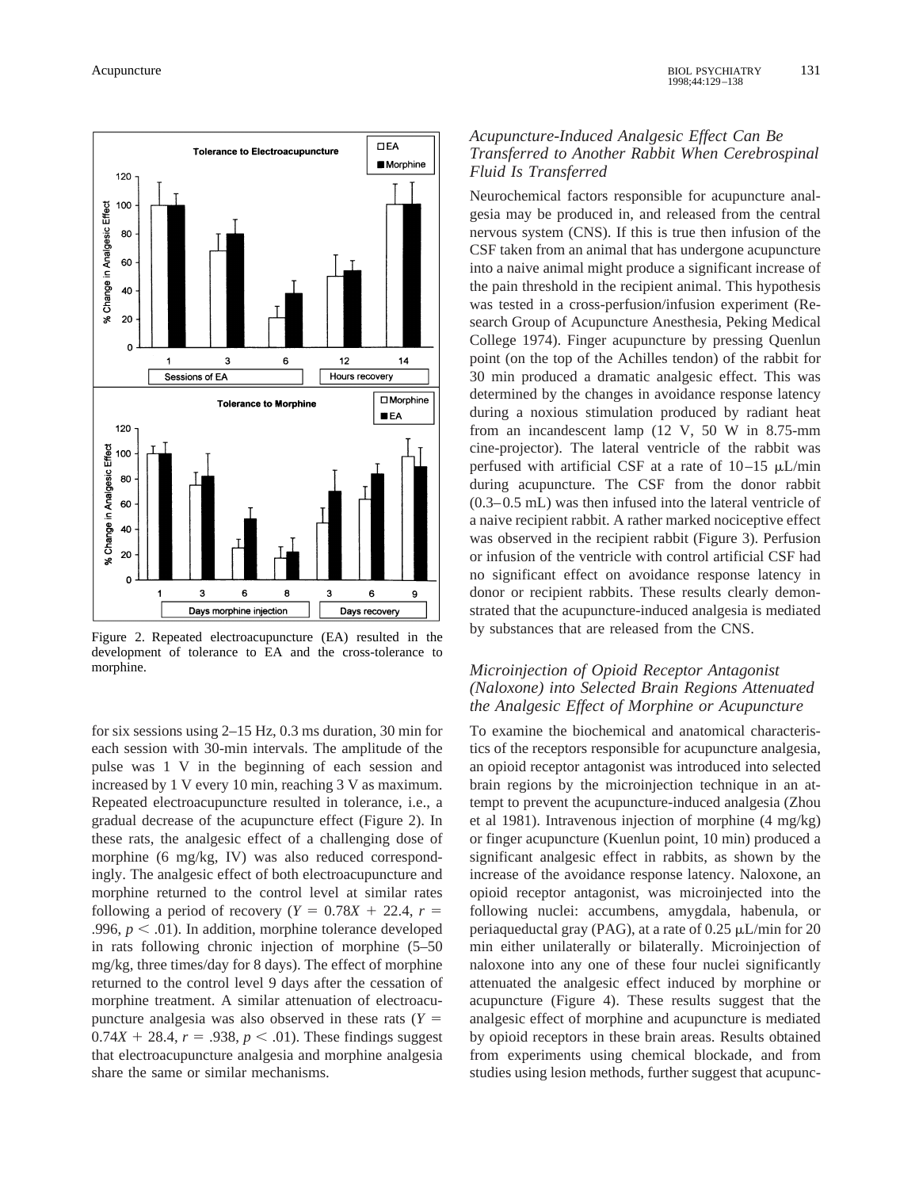Figure 2. Repeated electroacupuncture (EA) resulted in the development of tolerance to EA and the cross-tolerance to morphine.

for six sessions using 2–15 Hz, 0.3 ms duration, 30 min for each session with 30-min intervals. The amplitude of the pulse was 1 V in the beginning of each session and increased by 1 V every 10 min, reaching 3 V as maximum. Repeated electroacupuncture resulted in tolerance, i.e., a gradual decrease of the acupuncture effect (Figure 2). In these rats, the analgesic effect of a challenging dose of morphine (6 mg/kg, IV) was also reduced correspondingly. The analgesic effect of both electroacupuncture and morphine returned to the control level at similar rates following a period of recovery ($Y = 0.78X + 22.4$, $r = .996$, $p < .01$). In addition, morphine tolerance developed in rats following chronic injection of morphine (5–50 mg/kg, three times/day for 8 days). The effect of morphine returned to the control level 9 days after the cessation of morphine treatment. A similar attenuation of electroacupuncture analgesia was also observed in these rats ($Y = 0.74X + 28.4$, $r = .938$, $p < .01$). These findings suggest that electroacupuncture analgesia and morphine analgesia share the same or similar mechanisms.

### *Acupuncture-Induced Analgesic Effect Can Be Transferred to Another Rabbit When Cerebrospinal Fluid Is Transferred*

Neurochemical factors responsible for acupuncture analgesia may be produced in, and released from the central nervous system (CNS). If this is true then infusion of the CSF taken from an animal that has undergone acupuncture into a naive animal might produce a significant increase of the pain threshold in the recipient animal. This hypothesis was tested in a cross-perfusion/infusion experiment (Research Group of Acupuncture Anesthesia, Peking Medical College 1974). Finger acupuncture by pressing Quenlun point (on the top of the Achilles tendon) of the rabbit for 30 min produced a dramatic analgesic effect. This was determined by the changes in avoidance response latency during a noxious stimulation produced by radiant heat from an incandescent lamp (12 V, 50 W in 8.75-mm cine-projector). The lateral ventricle of the rabbit was perfused with artificial CSF at a rate of 10–15 μL/min during acupuncture. The CSF from the donor rabbit (0.3–0.5 mL) was then infused into the lateral ventricle of a naive recipient rabbit. A rather marked nociceptive effect was observed in the recipient rabbit (Figure 3). Perfusion or infusion of the ventricle with control artificial CSF had no significant effect on avoidance response latency in donor or recipient rabbits. These results clearly demonstrated that the acupuncture-induced analgesia is mediated by substances that are released from the CNS.

### *Microinjection of Opioid Receptor Antagonist (Naloxone) into Selected Brain Regions Attenuated the Analgesic Effect of Morphine or Acupuncture*

To examine the biochemical and anatomical characteristics of the receptors responsible for acupuncture analgesia, an opioid receptor antagonist was introduced into selected brain regions by the microinjection technique in an attempt to prevent the acupuncture-induced analgesia (Zhou et al 1981). Intravenous injection of morphine (4 mg/kg) or finger acupuncture (Kuenlun point, 10 min) produced a significant analgesic effect in rabbits, as shown by the increase of the avoidance response latency. Naloxone, an opioid receptor antagonist, was microinjected into the following nuclei: accumbens, amygdala, habenula, or periaqueductal gray (PAG), at a rate of 0.25 μL/min for 20 min either unilaterally or bilaterally. Microinjection of naloxone into any one of these four nuclei significantly attenuated the analgesic effect induced by morphine or acupuncture (Figure 4). These results suggest that the analgesic effect of morphine and acupuncture is mediated by opioid receptors in these brain areas. Results obtained from experiments using chemical blockade, and from studies using lesion methods, further suggest that acupunc-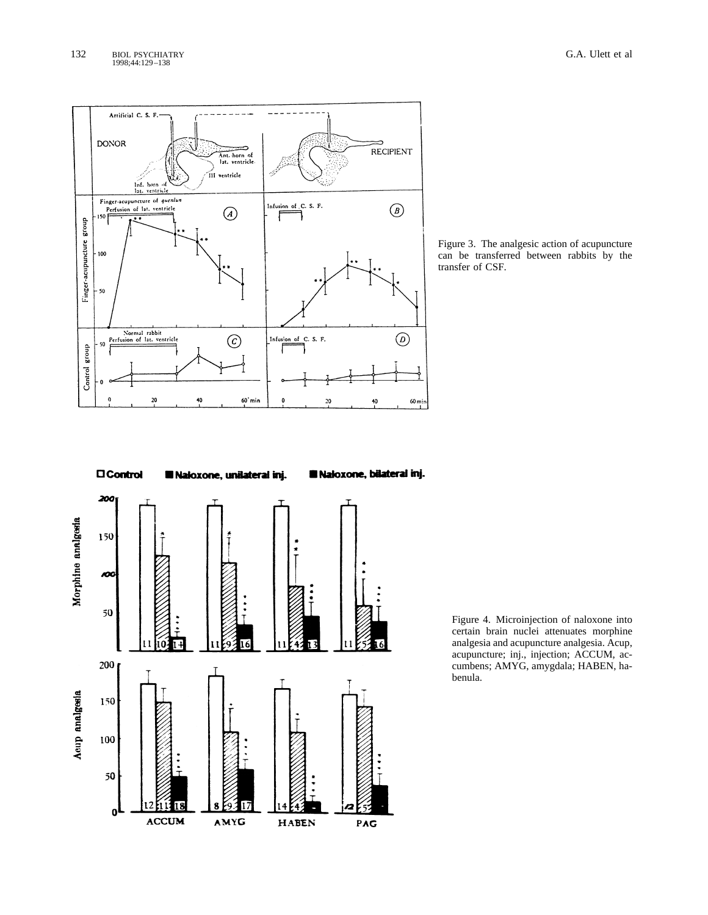Figure 3. The analgesic action of acupuncture can be transferred between rabbits by the transfer of CSF.

Figure 4. Microinjection of naloxone into certain brain nuclei attenuates morphine analgesia and acupuncture analgesia. Acup, acupuncture; inj., injection; ACCUM, accumbens; AMYG, amygdala; HABEN, habenula.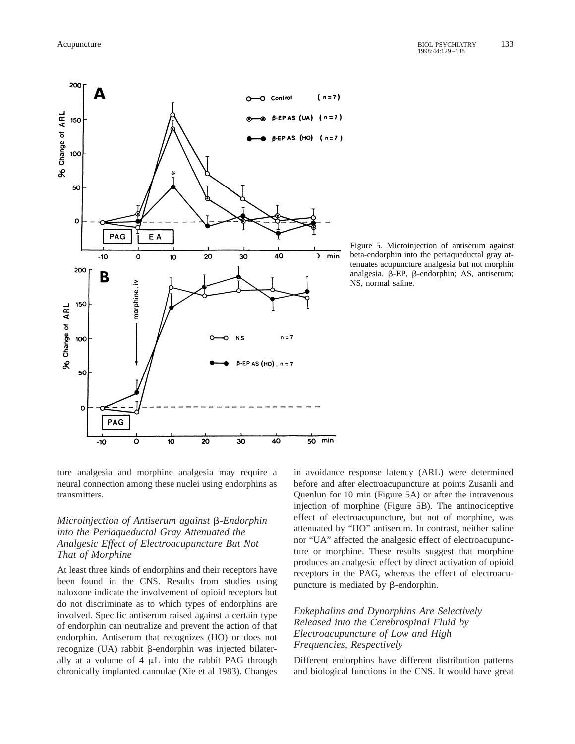Figure 5. Microinjection of antiserum against beta-endorphin into the periaqueductal gray attenuates acupuncture analgesia but not morphin analgesia. β-EP, β-endorphin; AS, antiserum; NS, normal saline.

ture analgesia and morphine analgesia may require a neural connection among these nuclei using endorphins as transmitters.

### *Microinjection of Antiserum against β-Endorphin into the Periaqueductal Gray Attenuated the Analgesic Effect of Electroacupuncture But Not That of Morphine*

At least three kinds of endorphins and their receptors have been found in the CNS. Results from studies using naloxone indicate the involvement of opioid receptors but do not discriminate as to which types of endorphins are involved. Specific antiserum raised against a certain type of endorphin can neutralize and prevent the action of that endorphin. Antiserum that recognizes (HO) or does not recognize (UA) rabbit β-endorphin was injected bilaterally at a volume of 4 μL into the rabbit PAG through chronically implanted cannulae (Xie et al 1983). Changes in avoidance response latency (ARL) were determined before and after electroacupuncture at points Zusanli and Quenlun for 10 min (Figure 5A) or after the intravenous injection of morphine (Figure 5B). The antinociceptive effect of electroacupuncture, but not of morphine, was attenuated by "HO" antiserum. In contrast, neither saline nor "UA" affected the analgesic effect of electroacupuncture or morphine. These results suggest that morphine produces an analgesic effect by direct activation of opioid receptors in the PAG, whereas the effect of electroacupuncture is mediated by β-endorphin.

### *Enkephalins and Dynorphins Are Selectively Released into the Cerebrospinal Fluid by Electroacupuncture of Low and High Frequencies, Respectively*

Different endorphins have different distribution patterns and biological functions in the CNS. It would have great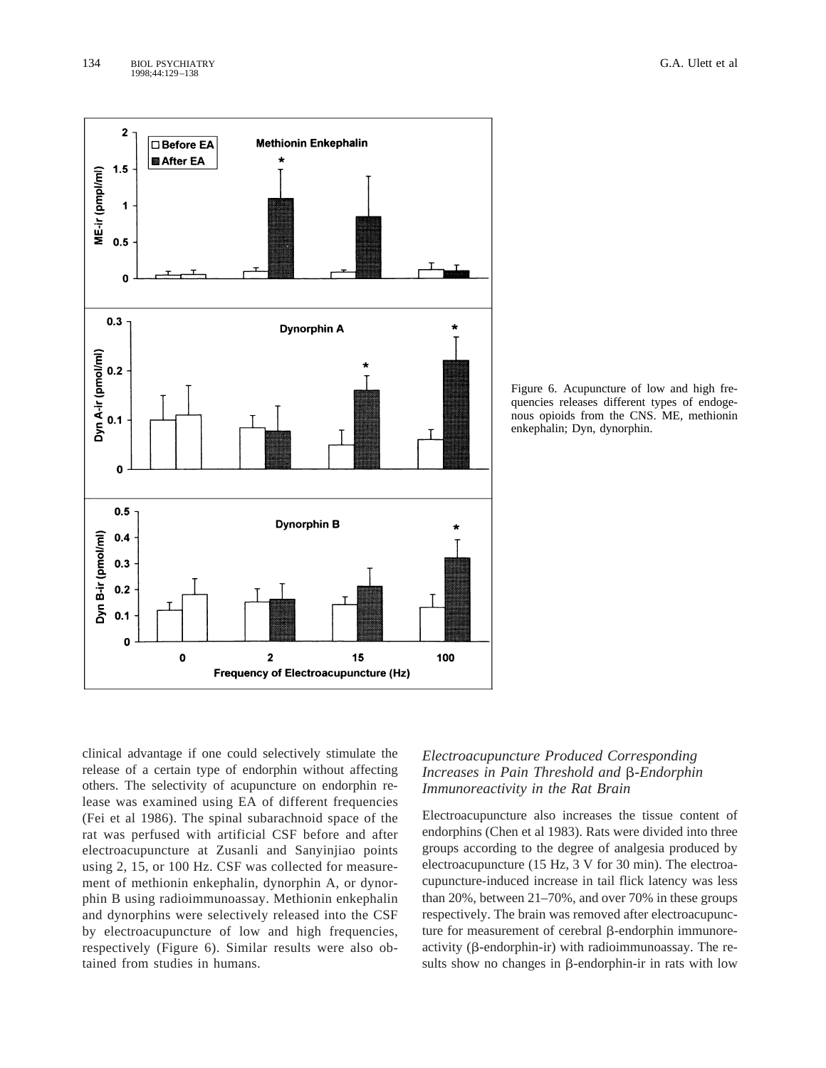Figure 6. Acupuncture of low and high frequencies releases different types of endogenous opioids from the CNS. ME, methionin enkephalin; Dyn, dynorphin.

clinical advantage if one could selectively stimulate the release of a certain type of endorphin without affecting others. The selectivity of acupuncture on endorphin release was examined using EA of different frequencies (Fei et al 1986). The spinal subarachnoid space of the rat was perfused with artificial CSF before and after electroacupuncture at Zusanli and Sanyinjiao points using 2, 15, or 100 Hz. CSF was collected for measurement of methionin enkephalin, dynorphin A, or dynorphin B using radioimmunoassay. Methionin enkephalin and dynorphins were selectively released into the CSF by electroacupuncture of low and high frequencies, respectively (Figure 6). Similar results were also obtained from studies in humans.

### *Electroacupuncture Produced Corresponding Increases in Pain Threshold and β-Endorphin Immunoreactivity in the Rat Brain*

Electroacupuncture also increases the tissue content of endorphins (Chen et al 1983). Rats were divided into three groups according to the degree of analgesia produced by electroacupuncture (15 Hz, 3 V for 30 min). The electroacupuncture-induced increase in tail flick latency was less than 20%, between 21–70%, and over 70% in these groups respectively. The brain was removed after electroacupuncture for measurement of cerebral β-endorphin immunoreactivity (β-endorphin-ir) with radioimmunoassay. The results show no changes in β-endorphin-ir in rats with low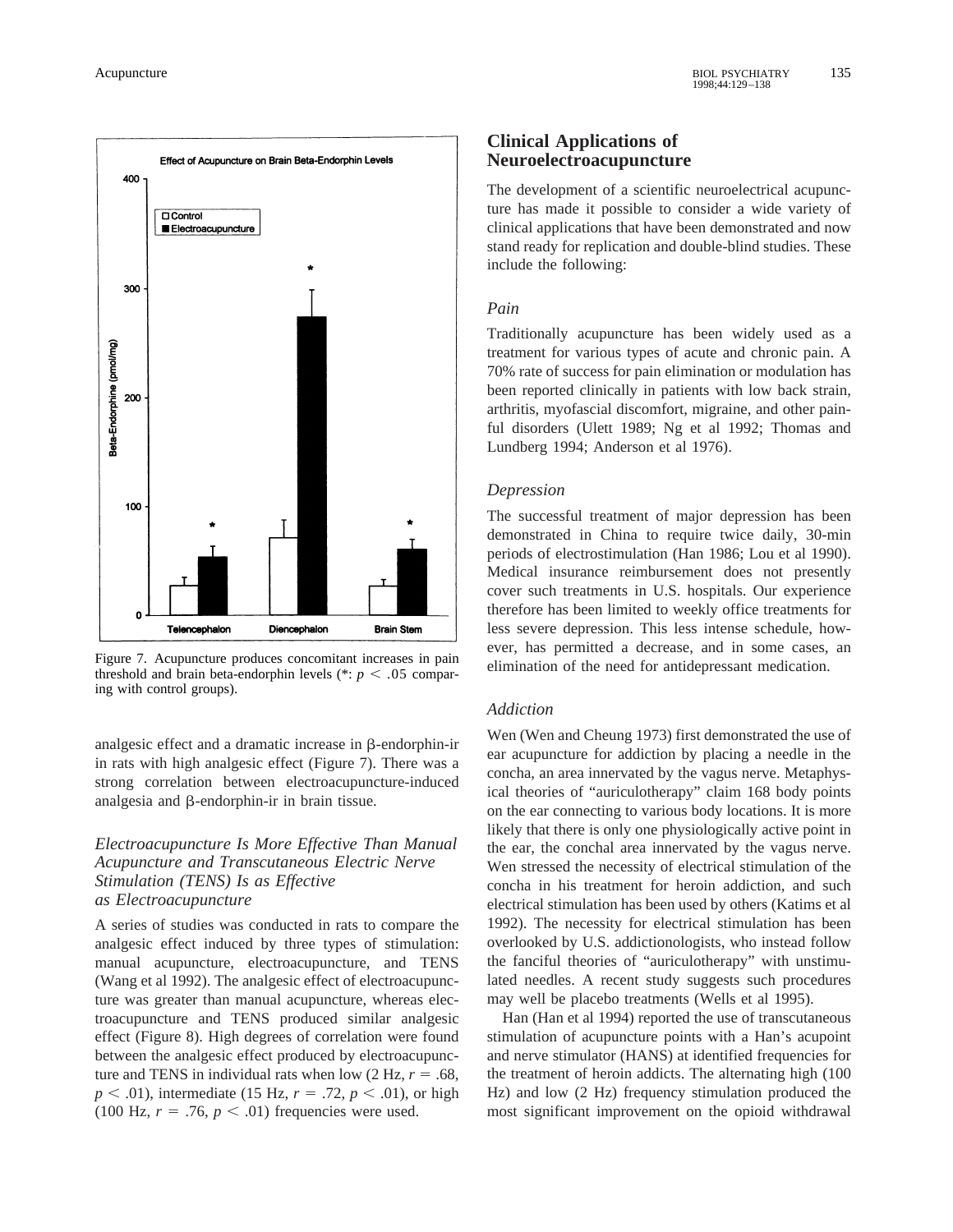Figure 7. Acupuncture produces concomitant increases in pain threshold and brain beta-endorphin levels (*: $p < .05$ comparing with control groups).

analgesic effect and a dramatic increase in β-endorphin-ir in rats with high analgesic effect (Figure 7). There was a strong correlation between electroacupuncture-induced analgesia and β-endorphin-ir in brain tissue.

### *Electroacupuncture Is More Effective Than Manual Acupuncture and Transcutaneous Electric Nerve Stimulation (TENS) Is as Effective as Electroacupuncture*

A series of studies was conducted in rats to compare the analgesic effect induced by three types of stimulation: manual acupuncture, electroacupuncture, and TENS (Wang et al 1992). The analgesic effect of electroacupuncture was greater than manual acupuncture, whereas electroacupuncture and TENS produced similar analgesic effect (Figure 8). High degrees of correlation were found between the analgesic effect produced by electroacupuncture and TENS in individual rats when low (2 Hz, $r = .68$, $p < .01$), intermediate (15 Hz, $r = .72$, $p < .01$), or high (100 Hz, $r = .76$, $p < .01$) frequencies were used.

## Clinical Applications of Neuroelectroacupuncture

The development of a scientific neuroelectrical acupuncture has made it possible to consider a wide variety of clinical applications that have been demonstrated and now stand ready for replication and double-blind studies. These include the following:

### *Pain*

Traditionally acupuncture has been widely used as a treatment for various types of acute and chronic pain. A 70% rate of success for pain elimination or modulation has been reported clinically in patients with low back strain, arthritis, myofascial discomfort, migraine, and other painful disorders (Ulett 1989; Ng et al 1992; Thomas and Lundberg 1994; Anderson et al 1976).

### *Depression*

The successful treatment of major depression has been demonstrated in China to require twice daily, 30-min periods of electrostimulation (Han 1986; Lou et al 1990). Medical insurance reimbursement does not presently cover such treatments in U.S. hospitals. Our experience therefore has been limited to weekly office treatments for less severe depression. This less intense schedule, however, has permitted a decrease, and in some cases, an elimination of the need for antidepressant medication.

### *Addiction*

Wen (Wen and Cheung 1973) first demonstrated the use of ear acupuncture for addiction by placing a needle in the concha, an area innervated by the vagus nerve. Metaphysical theories of "auriculotherapy" claim 168 body points on the ear connecting to various body locations. It is more likely that there is only one physiologically active point in the ear, the conchal area innervated by the vagus nerve. Wen stressed the necessity of electrical stimulation of the concha in his treatment for heroin addiction, and such electrical stimulation has been used by others (Katims et al 1992). The necessity for electrical stimulation has been overlooked by U.S. addictionologists, who instead follow the fanciful theories of "auriculotherapy" with unstimulated needles. A recent study suggests such procedures may well be placebo treatments (Wells et al 1995).

Han (Han et al 1994) reported the use of transcutaneous stimulation of acupuncture points with a Han's acupoint and nerve stimulator (HANS) at identified frequencies for the treatment of heroin addicts. The alternating high (100 Hz) and low (2 Hz) frequency stimulation produced the most significant improvement on the opioid withdrawal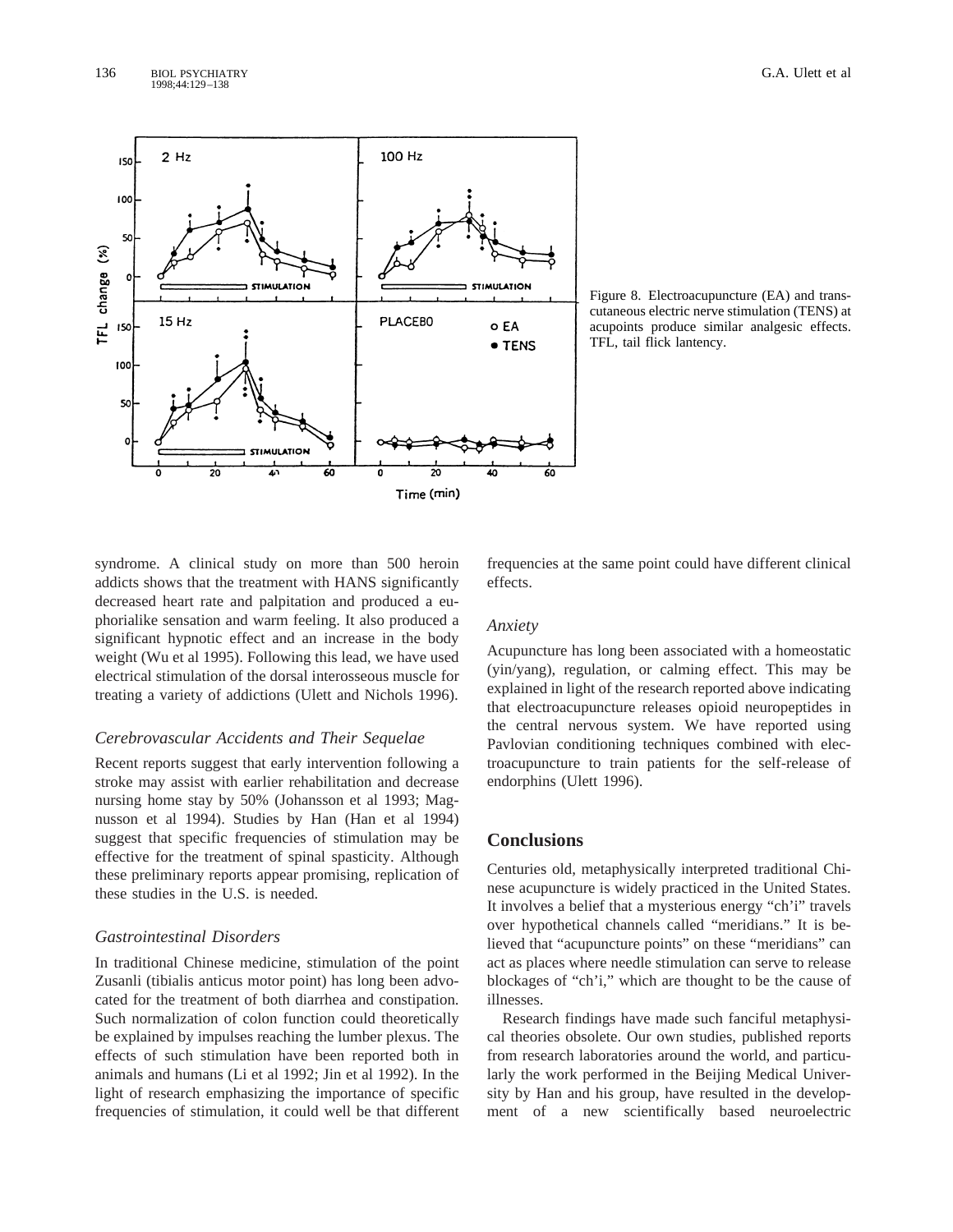Figure 8. Electroacupuncture (EA) and transcutaneous electric nerve stimulation (TENS) at acupoints produce similar analgesic effects. TFL, tail flick lantency.

syndrome. A clinical study on more than 500 heroin addicts shows that the treatment with HANS significantly decreased heart rate and palpitation and produced a euphorialike sensation and warm feeling. It also produced a significant hypnotic effect and an increase in the body weight (Wu et al 1995). Following this lead, we have used electrical stimulation of the dorsal interosseous muscle for treating a variety of addictions (Ulett and Nichols 1996).

### *Cerebrovascular Accidents and Their Sequelae*

Recent reports suggest that early intervention following a stroke may assist with earlier rehabilitation and decrease nursing home stay by 50% (Johansson et al 1993; Magnusson et al 1994). Studies by Han (Han et al 1994) suggest that specific frequencies of stimulation may be effective for the treatment of spinal spasticity. Although these preliminary reports appear promising, replication of these studies in the U.S. is needed.

### *Gastrointestinal Disorders*

In traditional Chinese medicine, stimulation of the point Zusanli (tibialis anticus motor point) has long been advocated for the treatment of both diarrhea and constipation. Such normalization of colon function could theoretically be explained by impulses reaching the lumber plexus. The effects of such stimulation have been reported both in animals and humans (Li et al 1992; Jin et al 1992). In the light of research emphasizing the importance of specific frequencies of stimulation, it could well be that different frequencies at the same point could have different clinical effects.

### *Anxiety*

Acupuncture has long been associated with a homeostatic (yin/yang), regulation, or calming effect. This may be explained in light of the research reported above indicating that electroacupuncture releases opioid neuropeptides in the central nervous system. We have reported using Pavlovian conditioning techniques combined with electroacupuncture to train patients for the self-release of endorphins (Ulett 1996).

## Conclusions

Centuries old, metaphysically interpreted traditional Chinese acupuncture is widely practiced in the United States. It involves a belief that a mysterious energy "ch'i" travels over hypothetical channels called "meridians." It is believed that "acupuncture points" on these "meridians" can act as places where needle stimulation can serve to release blockages of "ch'i," which are thought to be the cause of illnesses.

Research findings have made such fanciful metaphysical theories obsolete. Our own studies, published reports from research laboratories around the world, and particularly the work performed in the Beijing Medical University by Han and his group, have resulted in the development of a new scientifically based neuroelectric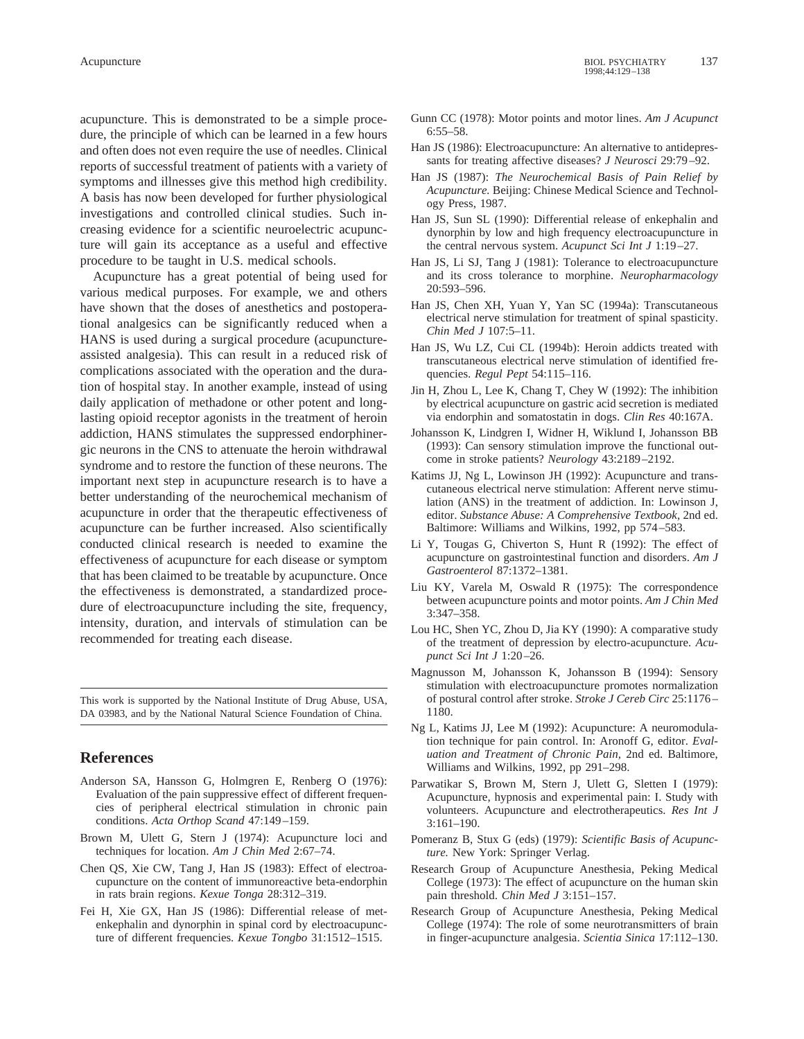acupuncture. This is demonstrated to be a simple procedure, the principle of which can be learned in a few hours and often does not even require the use of needles. Clinical reports of successful treatment of patients with a variety of symptoms and illnesses give this method high credibility. A basis has now been developed for further physiological investigations and controlled clinical studies. Such increasing evidence for a scientific neuroelectric acupuncture will gain its acceptance as a useful and effective procedure to be taught in U.S. medical schools.

Acupuncture has a great potential of being used for various medical purposes. For example, we and others have shown that the doses of anesthetics and postoperational analgesics can be significantly reduced when a HANS is used during a surgical procedure (acupuncture-assisted analgesia). This can result in a reduced risk of complications associated with the operation and the duration of hospital stay. In another example, instead of using daily application of methadone or other potent and long-lasting opioid receptor agonists in the treatment of heroin addiction, HANS stimulates the suppressed endorphinergic neurons in the CNS to attenuate the heroin withdrawal syndrome and to restore the function of these neurons. The important next step in acupuncture research is to have a better understanding of the neurochemical mechanism of acupuncture in order that the therapeutic effectiveness of acupuncture can be further increased. Also scientifically conducted clinical research is needed to examine the effectiveness of acupuncture for each disease or symptom that has been claimed to be treatable by acupuncture. Once the effectiveness is demonstrated, a standardized procedure of electroacupuncture including the site, frequency, intensity, duration, and intervals of stimulation can be recommended for treating each disease.

This work is supported by the National Institute of Drug Abuse, USA, DA 03983, and by the National Natural Science Foundation of China.

## References

Anderson SA, Hansson G, Holmgren E, Renberg O (1976): Evaluation of the pain suppressive effect of different frequencies of peripheral electrical stimulation in chronic pain conditions. *Acta Orthop Scand* 47:149–159.

Brown M, Ulett G, Stern J (1974): Acupuncture loci and techniques for location. *Am J Chin Med* 2:67–74.

Chen QS, Xie CW, Tang J, Han JS (1983): Effect of electroacupuncture on the content of immunoreactive beta-endorphin in rats brain regions. *Kexue Tonga* 28:312–319.

Fei H, Xie GX, Han JS (1986): Differential release of met-enkephalin and dynorphin in spinal cord by electroacupuncture of different frequencies. *Kexue Tongbo* 31:1512–1515.

Gunn CC (1978): Motor points and motor lines. *Am J Acupunct* 6:55–58.

Han JS (1986): Electroacupuncture: An alternative to antidepressants for treating affective diseases? *J Neurosci* 29:79–92.

Han JS (1987): *The Neurochemical Basis of Pain Relief by Acupuncture.* Beijing: Chinese Medical Science and Technology Press, 1987.

Han JS, Sun SL (1990): Differential release of enkephalin and dynorphin by low and high frequency electroacupuncture in the central nervous system. *Acupunct Sci Int J* 1:19–27.

Han JS, Li SJ, Tang J (1981): Tolerance to electroacupuncture and its cross tolerance to morphine. *Neuropharmacology* 20:593–596.

Han JS, Chen XH, Yuan Y, Yan SC (1994a): Transcutaneous electrical nerve stimulation for treatment of spinal spasticity. *Chin Med J* 107:5–11.

Han JS, Wu LZ, Cui CL (1994b): Heroin addicts treated with transcutaneous electrical nerve stimulation of identified frequencies. *Regul Pept* 54:115–116.

Jin H, Zhou L, Lee K, Chang T, Chey W (1992): The inhibition by electrical acupuncture on gastric acid secretion is mediated via endorphin and somatostatin in dogs. *Clin Res* 40:167A.

Johansson K, Lindgren I, Widner H, Wiklund I, Johansson BB (1993): Can sensory stimulation improve the functional outcome in stroke patients? *Neurology* 43:2189–2192.

Katims JJ, Ng L, Lowinson JH (1992): Acupuncture and transcutaneous electrical nerve stimulation: Afferent nerve stimulation (ANS) in the treatment of addiction. In: Lowinson J, editor. *Substance Abuse: A Comprehensive Textbook,* 2nd ed. Baltimore: Williams and Wilkins, 1992, pp 574–583.

Li Y, Tougas G, Chiverton S, Hunt R (1992): The effect of acupuncture on gastrointestinal function and disorders. *Am J Gastroenterol* 87:1372–1381.

Liu KY, Varela M, Oswald R (1975): The correspondence between acupuncture points and motor points. *Am J Chin Med* 3:347–358.

Lou HC, Shen YC, Zhou D, Jia KY (1990): A comparative study of the treatment of depression by electro-acupuncture. *Acupunct Sci Int J* 1:20–26.

Magnusson M, Johansson K, Johansson B (1994): Sensory stimulation with electroacupuncture promotes normalization of postural control after stroke. *Stroke J Cereb Circ* 25:1176–1180.

Ng L, Katims JJ, Lee M (1992): Acupuncture: A neuromodulation technique for pain control. In: Aronoff G, editor. *Evaluation and Treatment of Chronic Pain,* 2nd ed. Baltimore, Williams and Wilkins, 1992, pp 291–298.

Parwatikar S, Brown M, Stern J, Ulett G, Sletten I (1979): Acupuncture, hypnosis and experimental pain: I. Study with volunteers. Acupuncture and electrotherapeutics. *Res Int J* 3:161–190.

Pomeranz B, Stux G (eds) (1979): *Scientific Basis of Acupuncture.* New York: Springer Verlag.

Research Group of Acupuncture Anesthesia, Peking Medical College (1973): The effect of acupuncture on the human skin pain threshold. *Chin Med J* 3:151–157.

Research Group of Acupuncture Anesthesia, Peking Medical College (1974): The role of some neurotransmitters of brain in finger-acupuncture analgesia. *Scientia Sinica* 17:112–130.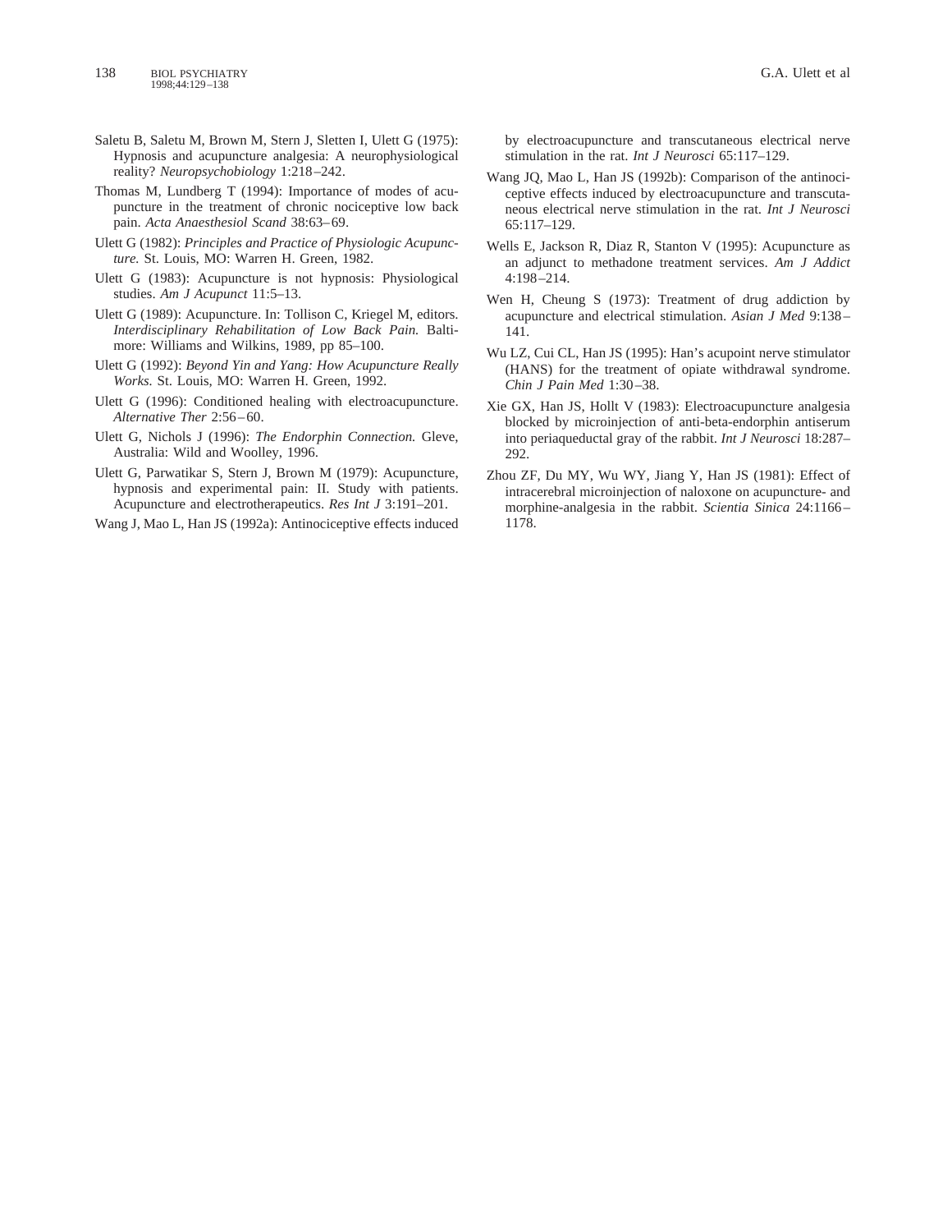Saletu B, Saletu M, Brown M, Stern J, Sletten I, Ulett G (1975): Hypnosis and acupuncture analgesia: A neurophysiological reality? *Neuropsychobiology* 1:218–242.

Thomas M, Lundberg T (1994): Importance of modes of acupuncture in the treatment of chronic nociceptive low back pain. *Acta Anaesthesiol Scand* 38:63–69.

Ulett G (1982): *Principles and Practice of Physiologic Acupuncture.* St. Louis, MO: Warren H. Green, 1982.

Ulett G (1983): Acupuncture is not hypnosis: Physiological studies. *Am J Acupunct* 11:5–13.

Ulett G (1989): Acupuncture. In: Tollison C, Kriegel M, editors. *Interdisciplinary Rehabilitation of Low Back Pain.* Baltimore: Williams and Wilkins, 1989, pp 85–100.

Ulett G (1992): *Beyond Yin and Yang: How Acupuncture Really Works.* St. Louis, MO: Warren H. Green, 1992.

Ulett G (1996): Conditioned healing with electroacupuncture. *Alternative Ther* 2:56–60.

Ulett G, Nichols J (1996): *The Endorphin Connection.* Gleve, Australia: Wild and Woolley, 1996.

Ulett G, Parwatikar S, Stern J, Brown M (1979): Acupuncture, hypnosis and experimental pain: II. Study with patients. Acupuncture and electrotherapeutics. *Res Int J* 3:191–201.

Wang J, Mao L, Han JS (1992a): Antinociceptive effects induced by electroacupuncture and transcutaneous electrical nerve stimulation in the rat. *Int J Neurosci* 65:117–129.

Wang JQ, Mao L, Han JS (1992b): Comparison of the antinociceptive effects induced by electroacupuncture and transcutaneous electrical nerve stimulation in the rat. *Int J Neurosci* 65:117–129.

Wells E, Jackson R, Diaz R, Stanton V (1995): Acupuncture as an adjunct to methadone treatment services. *Am J Addict* 4:198–214.

Wen H, Cheung S (1973): Treatment of drug addiction by acupuncture and electrical stimulation. *Asian J Med* 9:138–141.

Wu LZ, Cui CL, Han JS (1995): Han's acupoint nerve stimulator (HANS) for the treatment of opiate withdrawal syndrome. *Chin J Pain Med* 1:30–38.

Xie GX, Han JS, Hollt V (1983): Electroacupuncture analgesia blocked by microinjection of anti-beta-endorphin antiserum into periaqueductal gray of the rabbit. *Int J Neurosci* 18:287–292.

Zhou ZF, Du MY, Wu WY, Jiang Y, Han JS (1981): Effect of intracerebral microinjection of naloxone on acupuncture- and morphine-analgesia in the rabbit. *Scientia Sinica* 24:1166–1178.